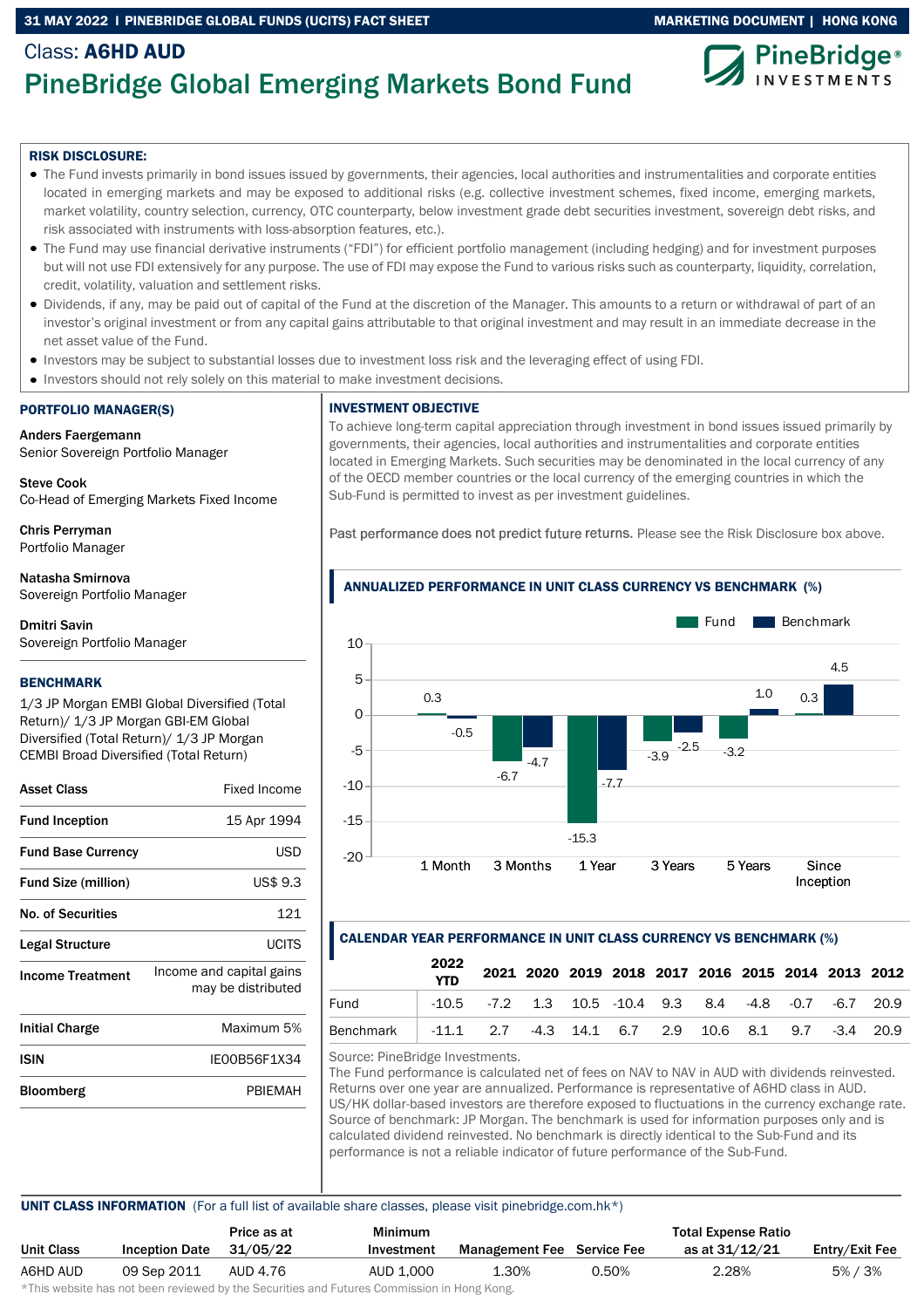Class: **A6HD AUD**

# PineBridge Global Emerging Markets Bond Fund

**RISK DISCLOSURE:**

- The Fund invests primarily in bond issues issued by governments, their agencies, local authorities and instrumentalities and corporate entities located in emerging markets and may be exposed to additional risks (e.g. collective investment schemes, fixed income, emerging markets, market volatility, country selection, currency, OTC counterparty, below investment grade debt securities investment, sovereign debt risks, and risk associated with instruments with loss-absorption features, etc.).
- The Fund may use financial derivative instruments ("FDI") for efficient portfolio management (including hedging) and for investment purposes but will not use FDI extensively for any purpose. The use of FDI may expose the Fund to various risks such as counterparty, liquidity, correlation, credit, volatility, valuation and settlement risks.
- Dividends, if any, may be paid out of capital of the Fund at the discretion of the Manager. This amounts to a return or withdrawal of part of an investor's original investment or from any capital gains attributable to that original investment and may result in an immediate decrease in the net asset value of the Fund.
- Investors may be subject to substantial losses due to investment loss risk and the leveraging effect of using FDI.
- Investors should not rely solely on this material to make investment decisions.

## PORTFOLIO MANAGER(S)

**Anders Faergemann**
Senior Sovereign Portfolio Manager

**Steve Cook**
Co-Head of Emerging Markets Fixed Income

**Chris Perryman**
Portfolio Manager

**Natasha Smirnova**
Sovereign Portfolio Manager

**Dmitri Savin**
Sovereign Portfolio Manager

## BENCHMARK

1/3 JP Morgan EMBI Global Diversified (Total Return)/ 1/3 JP Morgan GBI-EM Global Diversified (Total Return)/ 1/3 JP Morgan CEMBI Broad Diversified (Total Return)

| | |
|---|---|
| **Asset Class** | Fixed Income |
| **Fund Inception** | 15 Apr 1994 |
| **Fund Base Currency** | USD |
| **Fund Size (million)** | US$ 9.3 |
| **No. of Securities** | 121 |
| **Legal Structure** | UCITS |
| **Income Treatment** | Income and capital gains may be distributed |
| **Initial Charge** | Maximum 5% |
| **ISIN** | IE00B56F1X34 |
| **Bloomberg** | PBIEMAH |

## INVESTMENT OBJECTIVE

To achieve long-term capital appreciation through investment in bond issues issued primarily by governments, their agencies, local authorities and instrumentalities and corporate entities located in Emerging Markets. Such securities may be denominated in the local currency of any of the OECD member countries or the local currency of the emerging countries in which the Sub-Fund is permitted to invest as per investment guidelines.

Past performance does not predict future returns. Please see the Risk Disclosure box above.

## ANNUALIZED PERFORMANCE IN UNIT CLASS CURRENCY VS BENCHMARK (%)

| | 1 Month | 3 Months | 1 Year | 3 Years | 5 Years | Since Inception |
|---|---|---|---|---|---|---|
| Fund | 0.3 | -6.7 | -15.3 | -3.9 | -3.2 | 0.3 |
| Benchmark | -0.5 | -4.7 | -7.7 | -2.5 | 1.0 | 4.5 |

## CALENDAR YEAR PERFORMANCE IN UNIT CLASS CURRENCY VS BENCHMARK (%)

| | 2022 YTD | 2021 | 2020 | 2019 | 2018 | 2017 | 2016 | 2015 | 2014 | 2013 | 2012 |
|---|---|---|---|---|---|---|---|---|---|---|---|
| Fund | -10.5 | -7.2 | 1.3 | 10.5 | -10.4 | 9.3 | 8.4 | -4.8 | -0.7 | -6.7 | 20.9 |
| Benchmark | -11.1 | 2.7 | -4.3 | 14.1 | 6.7 | 2.9 | 10.6 | 8.1 | 9.7 | -3.4 | 20.9 |

Source: PineBridge Investments.
The Fund performance is calculated net of fees on NAV to NAV in AUD with dividends reinvested. Returns over one year are annualized. Performance is representative of A6HD class in AUD. US/HK dollar-based investors are therefore exposed to fluctuations in the currency exchange rate. Source of benchmark: JP Morgan. The benchmark is used for information purposes only and is calculated dividend reinvested. No benchmark is directly identical to the Sub-Fund and its performance is not a reliable indicator of future performance of the Sub-Fund.

## UNIT CLASS INFORMATION (For a full list of available share classes, please visit pinebridge.com.hk*)

| Unit Class | Inception Date | Price as at 31/05/22 | Minimum Investment | Management Fee | Service Fee | Total Expense Ratio as at 31/12/21 | Entry/Exit Fee |
|---|---|---|---|---|---|---|---|
| A6HD AUD | 09 Sep 2011 | AUD 4.76 | AUD 1,000 | 1.30% | 0.50% | 2.28% | 5% / 3% |

*This website has not been reviewed by the Securities and Futures Commission in Hong Kong.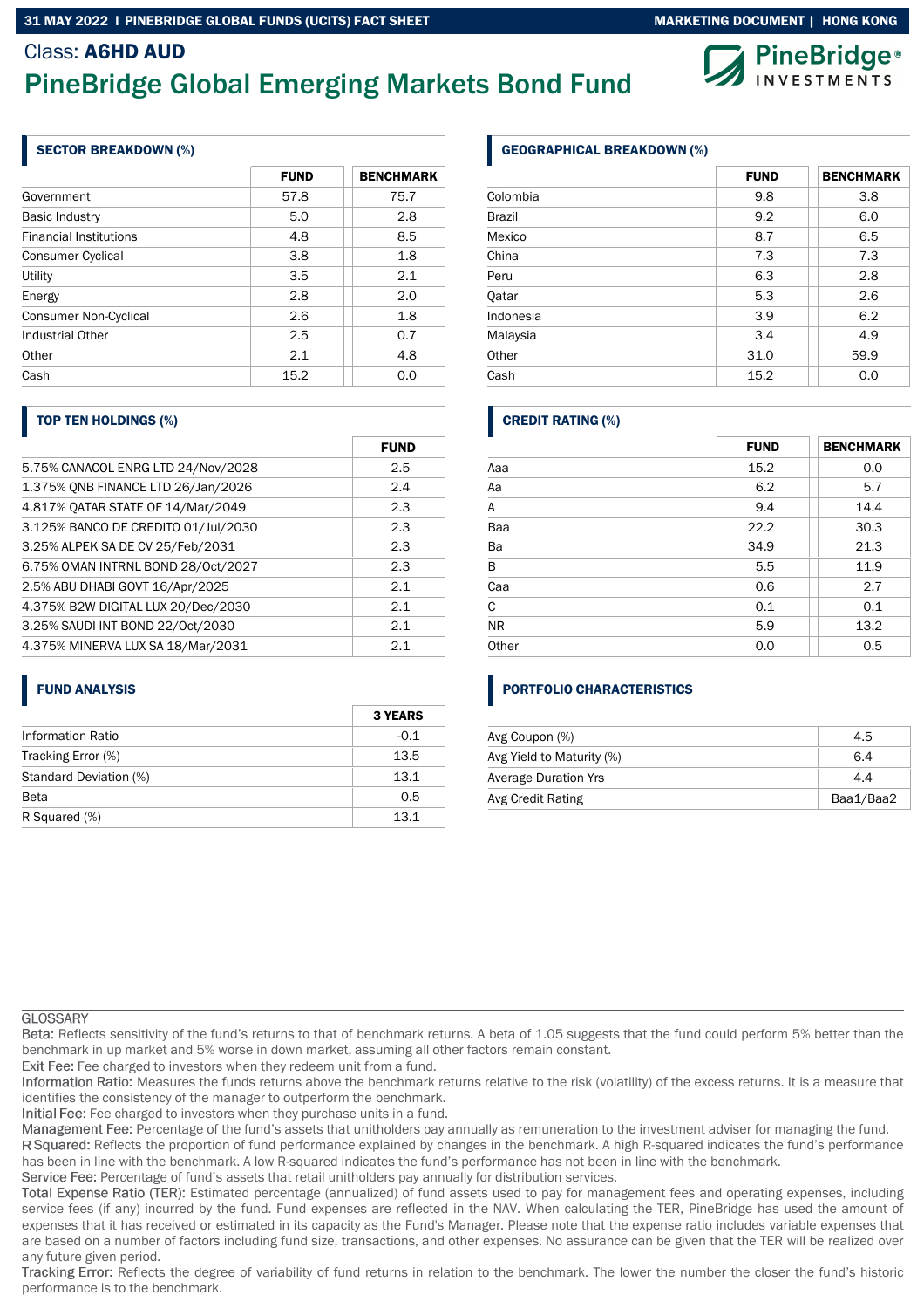Class: **A6HD AUD**

# PineBridge Global Emerging Markets Bond Fund

## SECTOR BREAKDOWN (%)

| | FUND | BENCHMARK |
|---|---|---|
| Government | 57.8 | 75.7 |
| Basic Industry | 5.0 | 2.8 |
| Financial Institutions | 4.8 | 8.5 |
| Consumer Cyclical | 3.8 | 1.8 |
| Utility | 3.5 | 2.1 |
| Energy | 2.8 | 2.0 |
| Consumer Non-Cyclical | 2.6 | 1.8 |
| Industrial Other | 2.5 | 0.7 |
| Other | 2.1 | 4.8 |
| Cash | 15.2 | 0.0 |

## GEOGRAPHICAL BREAKDOWN (%)

| | FUND | BENCHMARK |
|---|---|---|
| Colombia | 9.8 | 3.8 |
| Brazil | 9.2 | 6.0 |
| Mexico | 8.7 | 6.5 |
| China | 7.3 | 7.3 |
| Peru | 6.3 | 2.8 |
| Qatar | 5.3 | 2.6 |
| Indonesia | 3.9 | 6.2 |
| Malaysia | 3.4 | 4.9 |
| Other | 31.0 | 59.9 |
| Cash | 15.2 | 0.0 |

## TOP TEN HOLDINGS (%)

| | FUND |
|---|---|
| 5.75% CANACOL ENRG LTD 24/Nov/2028 | 2.5 |
| 1.375% QNB FINANCE LTD 26/Jan/2026 | 2.4 |
| 4.817% QATAR STATE OF 14/Mar/2049 | 2.3 |
| 3.125% BANCO DE CREDITO 01/Jul/2030 | 2.3 |
| 3.25% ALPEK SA DE CV 25/Feb/2031 | 2.3 |
| 6.75% OMAN INTRNL BOND 28/Oct/2027 | 2.3 |
| 2.5% ABU DHABI GOVT 16/Apr/2025 | 2.1 |
| 4.375% B2W DIGITAL LUX 20/Dec/2030 | 2.1 |
| 3.25% SAUDI INT BOND 22/Oct/2030 | 2.1 |
| 4.375% MINERVA LUX SA 18/Mar/2031 | 2.1 |

## CREDIT RATING (%)

| | FUND | BENCHMARK |
|---|---|---|
| Aaa | 15.2 | 0.0 |
| Aa | 6.2 | 5.7 |
| A | 9.4 | 14.4 |
| Baa | 22.2 | 30.3 |
| Ba | 34.9 | 21.3 |
| B | 5.5 | 11.9 |
| Caa | 0.6 | 2.7 |
| C | 0.1 | 0.1 |
| NR | 5.9 | 13.2 |
| Other | 0.0 | 0.5 |

## FUND ANALYSIS

| | 3 YEARS |
|---|---|
| Information Ratio | -0.1 |
| Tracking Error (%) | 13.5 |
| Standard Deviation (%) | 13.1 |
| Beta | 0.5 |
| R Squared (%) | 13.1 |

## PORTFOLIO CHARACTERISTICS

| | |
|---|---|
| Avg Coupon (%) | 4.5 |
| Avg Yield to Maturity (%) | 6.4 |
| Average Duration Yrs | 4.4 |
| Avg Credit Rating | Baa1/Baa2 |

## GLOSSARY

Beta: Reflects sensitivity of the fund's returns to that of benchmark returns. A beta of 1.05 suggests that the fund could perform 5% better than the benchmark in up market and 5% worse in down market, assuming all other factors remain constant.

Exit Fee: Fee charged to investors when they redeem unit from a fund.

Information Ratio: Measures the funds returns above the benchmark returns relative to the risk (volatility) of the excess returns. It is a measure that identifies the consistency of the manager to outperform the benchmark.

Initial Fee: Fee charged to investors when they purchase units in a fund.

Management Fee: Percentage of the fund's assets that unitholders pay annually as remuneration to the investment adviser for managing the fund.

R Squared: Reflects the proportion of fund performance explained by changes in the benchmark. A high R-squared indicates the fund's performance has been in line with the benchmark. A low R-squared indicates the fund's performance has not been in line with the benchmark.

Service Fee: Percentage of fund's assets that retail unitholders pay annually for distribution services.

Total Expense Ratio (TER): Estimated percentage (annualized) of fund assets used to pay for management fees and operating expenses, including service fees (if any) incurred by the fund. Fund expenses are reflected in the NAV. When calculating the TER, PineBridge has used the amount of expenses that it has received or estimated in its capacity as the Fund's Manager. Please note that the expense ratio includes variable expenses that are based on a number of factors including fund size, transactions, and other expenses. No assurance can be given that the TER will be realized over any future given period.

Tracking Error: Reflects the degree of variability of fund returns in relation to the benchmark. The lower the number the closer the fund's historic performance is to the benchmark.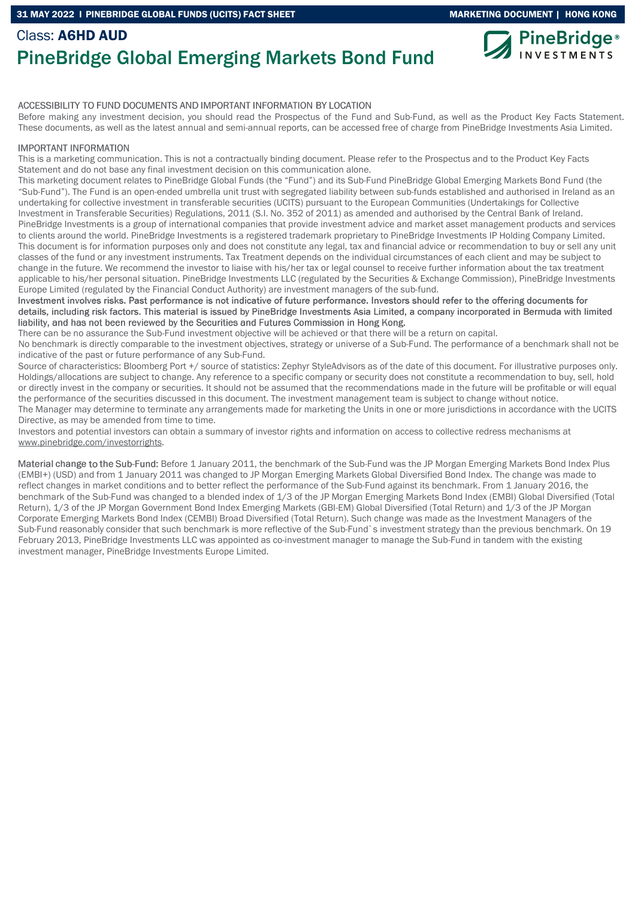Class: **A6HD AUD**

# PineBridge Global Emerging Markets Bond Fund

ACCESSIBILITY TO FUND DOCUMENTS AND IMPORTANT INFORMATION BY LOCATION

Before making any investment decision, you should read the Prospectus of the Fund and Sub-Fund, as well as the Product Key Facts Statement. These documents, as well as the latest annual and semi-annual reports, can be accessed free of charge from PineBridge Investments Asia Limited.

IMPORTANT INFORMATION

This is a marketing communication. This is not a contractually binding document. Please refer to the Prospectus and to the Product Key Facts Statement and do not base any final investment decision on this communication alone.

This marketing document relates to PineBridge Global Funds (the "Fund") and its Sub-Fund PineBridge Global Emerging Markets Bond Fund (the "Sub-Fund"). The Fund is an open-ended umbrella unit trust with segregated liability between sub-funds established and authorised in Ireland as an undertaking for collective investment in transferable securities (UCITS) pursuant to the European Communities (Undertakings for Collective Investment in Transferable Securities) Regulations, 2011 (S.I. No. 352 of 2011) as amended and authorised by the Central Bank of Ireland.

PineBridge Investments is a group of international companies that provide investment advice and market asset management products and services to clients around the world. PineBridge Investments is a registered trademark proprietary to PineBridge Investments IP Holding Company Limited.

This document is for information purposes only and does not constitute any legal, tax and financial advice or recommendation to buy or sell any unit classes of the fund or any investment instruments. Tax Treatment depends on the individual circumstances of each client and may be subject to change in the future. We recommend the investor to liaise with his/her tax or legal counsel to receive further information about the tax treatment applicable to his/her personal situation. PineBridge Investments LLC (regulated by the Securities & Exchange Commission), PineBridge Investments Europe Limited (regulated by the Financial Conduct Authority) are investment managers of the sub-fund.

**Investment involves risks. Past performance is not indicative of future performance. Investors should refer to the offering documents for details, including risk factors. This material is issued by PineBridge Investments Asia Limited, a company incorporated in Bermuda with limited liability, and has not been reviewed by the Securities and Futures Commission in Hong Kong.**

There can be no assurance the Sub-Fund investment objective will be achieved or that there will be a return on capital.

No benchmark is directly comparable to the investment objectives, strategy or universe of a Sub-Fund. The performance of a benchmark shall not be indicative of the past or future performance of any Sub-Fund.

Source of characteristics: Bloomberg Port +/ source of statistics: Zephyr StyleAdvisors as of the date of this document. For illustrative purposes only. Holdings/allocations are subject to change. Any reference to a specific company or security does not constitute a recommendation to buy, sell, hold or directly invest in the company or securities. It should not be assumed that the recommendations made in the future will be profitable or will equal the performance of the securities discussed in this document. The investment management team is subject to change without notice.

The Manager may determine to terminate any arrangements made for marketing the Units in one or more jurisdictions in accordance with the UCITS Directive, as may be amended from time to time.

Investors and potential investors can obtain a summary of investor rights and information on access to collective redress mechanisms at www.pinebridge.com/investorrights.

Material change to the Sub-Fund: Before 1 January 2011, the benchmark of the Sub-Fund was the JP Morgan Emerging Markets Bond Index Plus (EMBI+) (USD) and from 1 January 2011 was changed to JP Morgan Emerging Markets Global Diversified Bond Index. The change was made to reflect changes in market conditions and to better reflect the performance of the Sub-Fund against its benchmark. From 1 January 2016, the benchmark of the Sub-Fund was changed to a blended index of 1/3 of the JP Morgan Emerging Markets Bond Index (EMBI) Global Diversified (Total Return), 1/3 of the JP Morgan Government Bond Index Emerging Markets (GBI-EM) Global Diversified (Total Return) and 1/3 of the JP Morgan Corporate Emerging Markets Bond Index (CEMBI) Broad Diversified (Total Return). Such change was made as the Investment Managers of the Sub-Fund reasonably consider that such benchmark is more reflective of the Sub-Fund`s investment strategy than the previous benchmark. On 19 February 2013, PineBridge Investments LLC was appointed as co-investment manager to manage the Sub-Fund in tandem with the existing investment manager, PineBridge Investments Europe Limited.